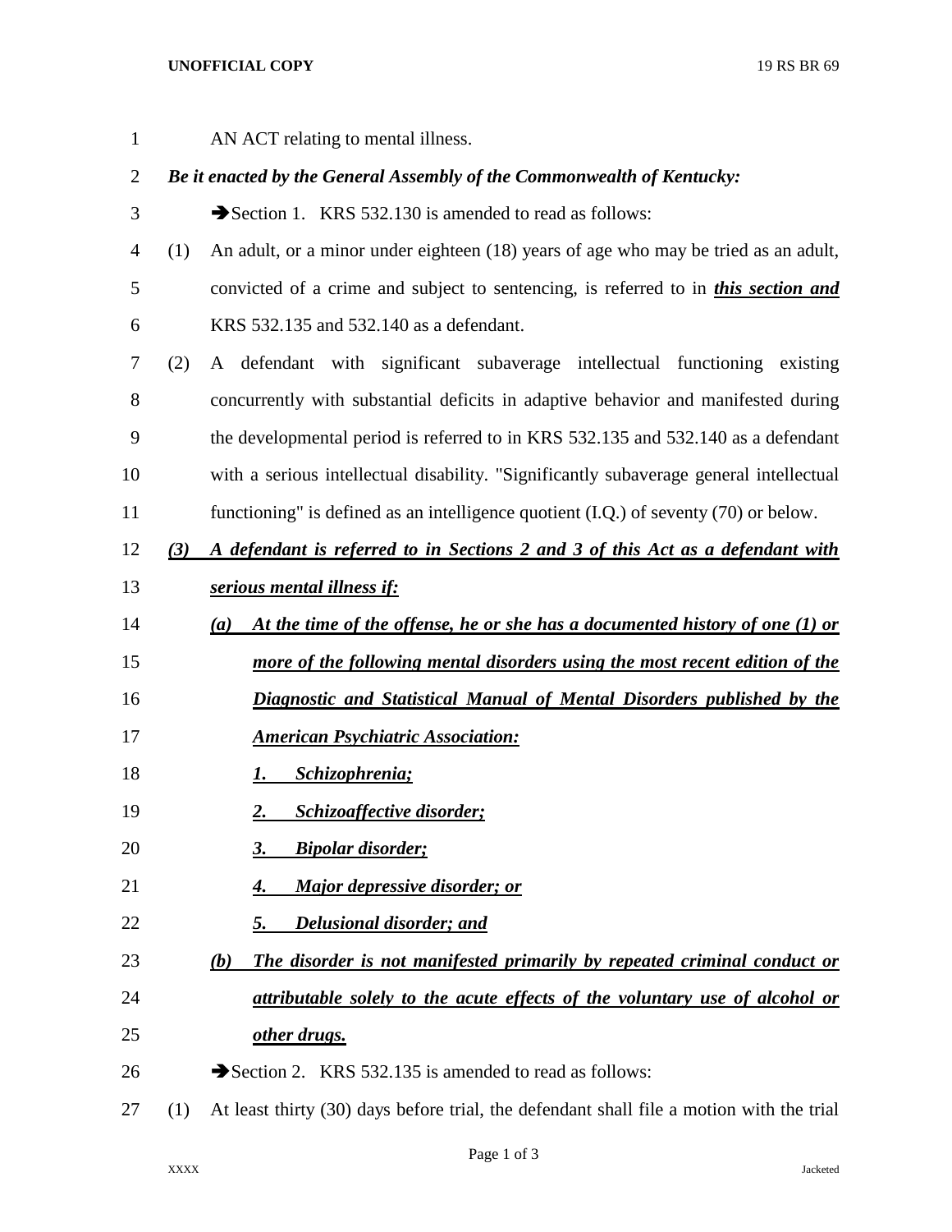AN ACT relating to mental illness.

***Be it enacted by the General Assembly of the Commonwealth of Kentucky:***

➔Section 1. KRS 532.130 is amended to read as follows:

(1) An adult, or a minor under eighteen (18) years of age who may be tried as an adult, convicted of a crime and subject to sentencing, is referred to in ***this section and*** KRS 532.135 and 532.140 as a defendant.

(2) A defendant with significant subaverage intellectual functioning existing concurrently with substantial deficits in adaptive behavior and manifested during the developmental period is referred to in KRS 532.135 and 532.140 as a defendant with a serious intellectual disability. "Significantly subaverage general intellectual functioning" is defined as an intelligence quotient (I.Q.) of seventy (70) or below.

***(3) A defendant is referred to in Sections 2 and 3 of this Act as a defendant with serious mental illness if:***

***(a) At the time of the offense, he or she has a documented history of one (1) or more of the following mental disorders using the most recent edition of the Diagnostic and Statistical Manual of Mental Disorders published by the American Psychiatric Association:***

***1. Schizophrenia;***

***2. Schizoaffective disorder;***

***3. Bipolar disorder;***

***4. Major depressive disorder; or***

***5. Delusional disorder; and***

***(b) The disorder is not manifested primarily by repeated criminal conduct or attributable solely to the acute effects of the voluntary use of alcohol or other drugs.***

➔Section 2. KRS 532.135 is amended to read as follows:

(1) At least thirty (30) days before trial, the defendant shall file a motion with the trial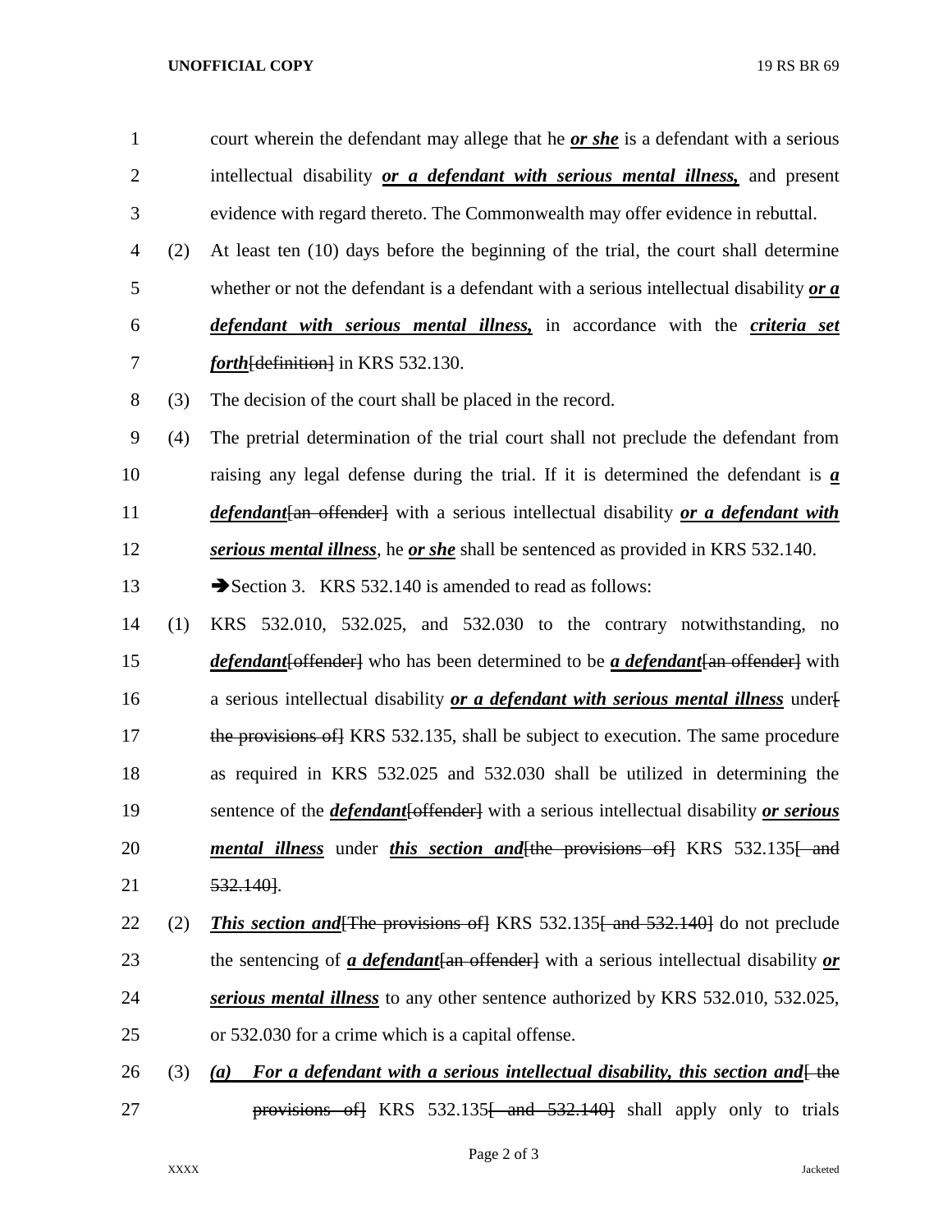court wherein the defendant may allege that he ***or she*** is a defendant with a serious intellectual disability ***or a defendant with serious mental illness,*** and present evidence with regard thereto. The Commonwealth may offer evidence in rebuttal.

(2) At least ten (10) days before the beginning of the trial, the court shall determine whether or not the defendant is a defendant with a serious intellectual disability ***or a defendant with serious mental illness,*** in accordance with the ***criteria set forth***~~[definition]~~ in KRS 532.130.

(3) The decision of the court shall be placed in the record.

(4) The pretrial determination of the trial court shall not preclude the defendant from raising any legal defense during the trial. If it is determined the defendant is ***a defendant***~~[an offender]~~ with a serious intellectual disability ***or a defendant with serious mental illness***, he ***or she*** shall be sentenced as provided in KRS 532.140.

➔Section 3. KRS 532.140 is amended to read as follows:

(1) KRS 532.010, 532.025, and 532.030 to the contrary notwithstanding, no ***defendant***~~[offender]~~ who has been determined to be ***a defendant***~~[an offender]~~ with a serious intellectual disability ***or a defendant with serious mental illness*** under~~[ the provisions of]~~ KRS 532.135, shall be subject to execution. The same procedure as required in KRS 532.025 and 532.030 shall be utilized in determining the sentence of the ***defendant***~~[offender]~~ with a serious intellectual disability ***or serious mental illness*** under ***this section and***~~[the provisions of]~~ KRS 532.135~~[ and 532.140]~~.

(2) ***This section and***~~[The provisions of]~~ KRS 532.135~~[ and 532.140]~~ do not preclude the sentencing of ***a defendant***~~[an offender]~~ with a serious intellectual disability ***or serious mental illness*** to any other sentence authorized by KRS 532.010, 532.025, or 532.030 for a crime which is a capital offense.

(3) ***(a) For a defendant with a serious intellectual disability, this section and***~~[ the provisions of]~~ KRS 532.135~~[ and 532.140]~~ shall apply only to trials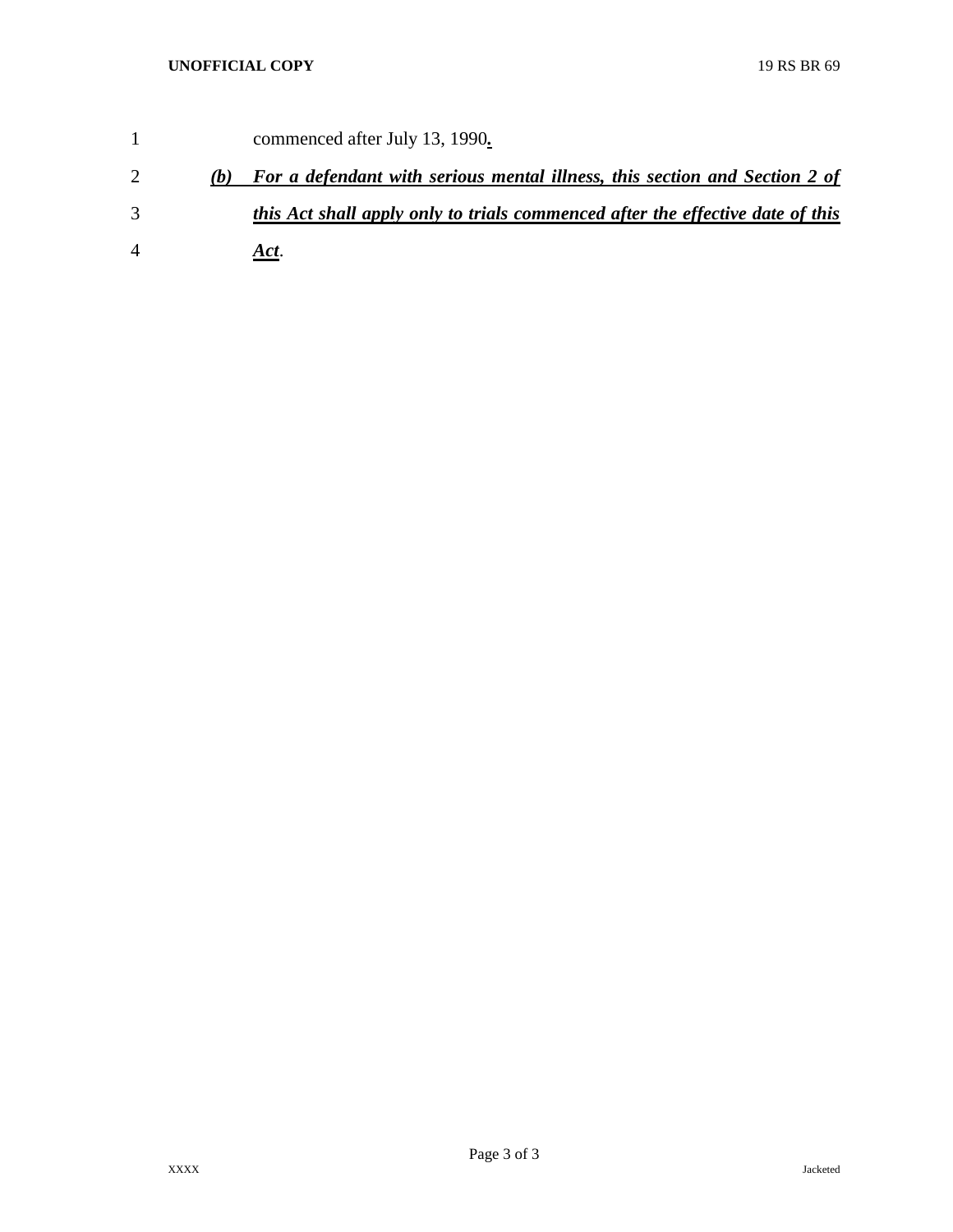commenced after July 13, 1990***.***

***(b) For a defendant with serious mental illness, this section and Section 2 of this Act shall apply only to trials commenced after the effective date of this Act***.